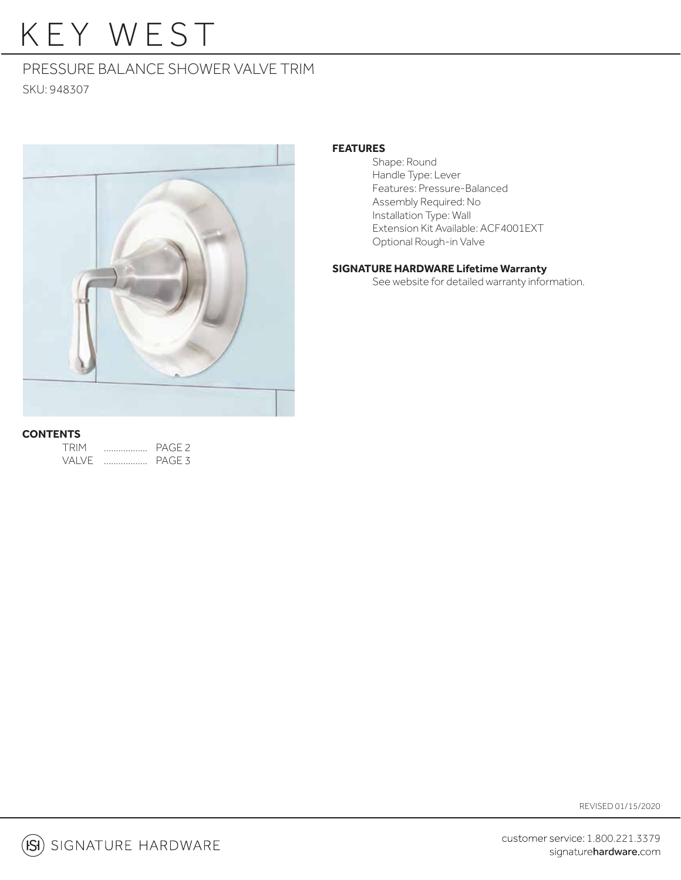# KEY WEST

## PRESSURE BALANCE SHOWER VALVE TRIM

SKU: 948307

**FEATURES**

- Shape: Round
- Handle Type: Lever
- Features: Pressure-Balanced
- Assembly Required: No
- Installation Type: Wall
- Extension Kit Available: ACF4001EXT
- Optional Rough-in Valve

**SIGNATURE HARDWARE Lifetime Warranty**

See website for detailed warranty information.

**CONTENTS**

| | | |
|---|---|---|
| TRIM | .................. | PAGE 2 |
| VALVE | .................. | PAGE 3 |

REVISED 01/15/2020

SIGNATURE HARDWARE

customer service: 1.800.221.3379
signaturehardware.com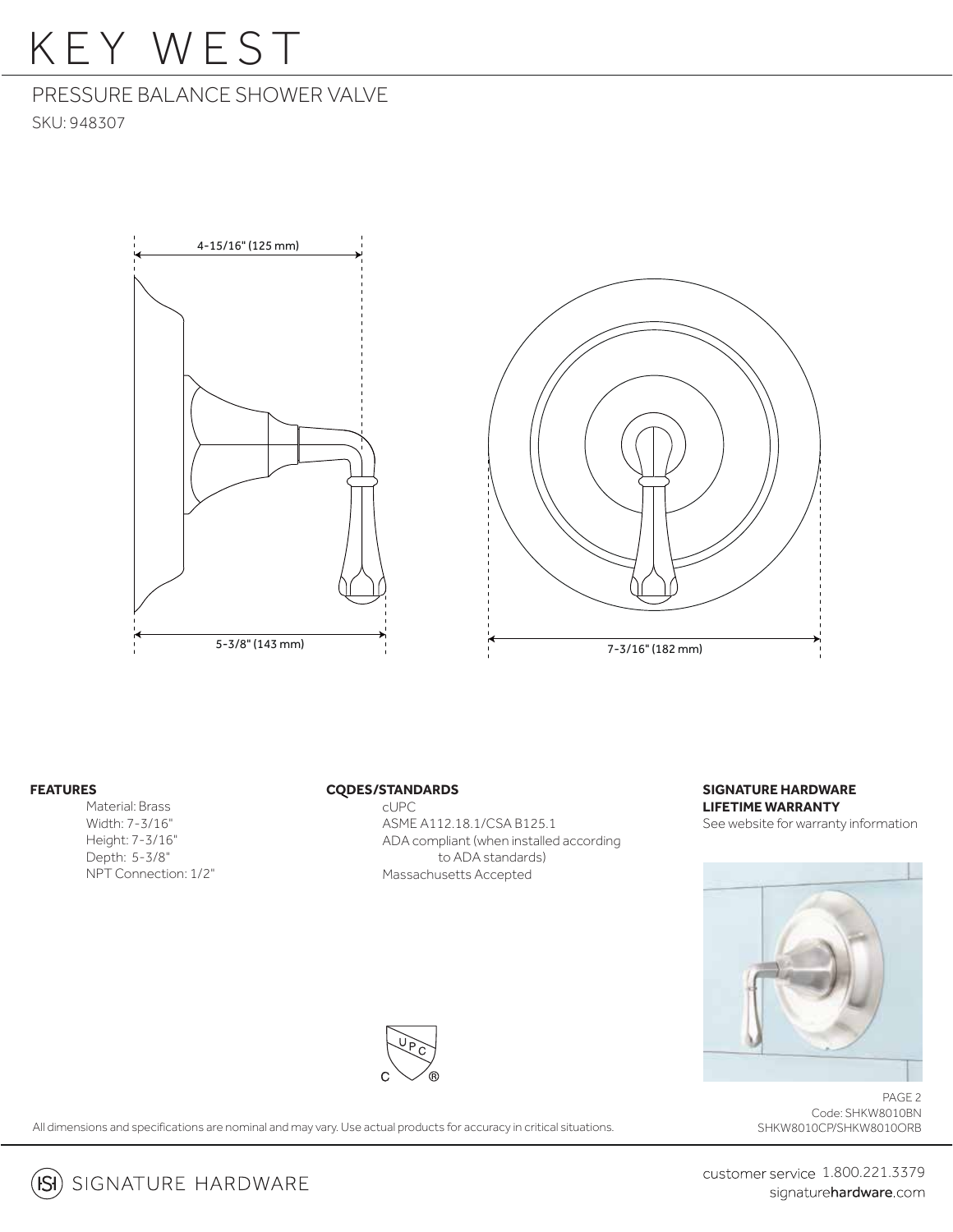# KEY WEST

## PRESSURE BALANCE SHOWER VALVE

SKU: 948307

4-15/16" (125 mm)

5-3/8" (143 mm)

7-3/16" (182 mm)

**FEATURES**

- Material: Brass
- Width: 7-3/16"
- Height: 7-3/16"
- Depth: 5-3/8"
- NPT Connection: 1/2"

**CODES/STANDARDS**

- cUPC
- ASME A112.18.1/CSA B125.1
- ADA compliant (when installed according to ADA standards)
- Massachusetts Accepted

**SIGNATURE HARDWARE LIFETIME WARRANTY**

See website for warranty information

Code: SHKW8010BN
SHKW8010CP/SHKW8010ORB

All dimensions and specifications are nominal and may vary. Use actual products for accuracy in critical situations.

SIGNATURE HARDWARE

customer service 1.800.221.3379
signaturehardware.com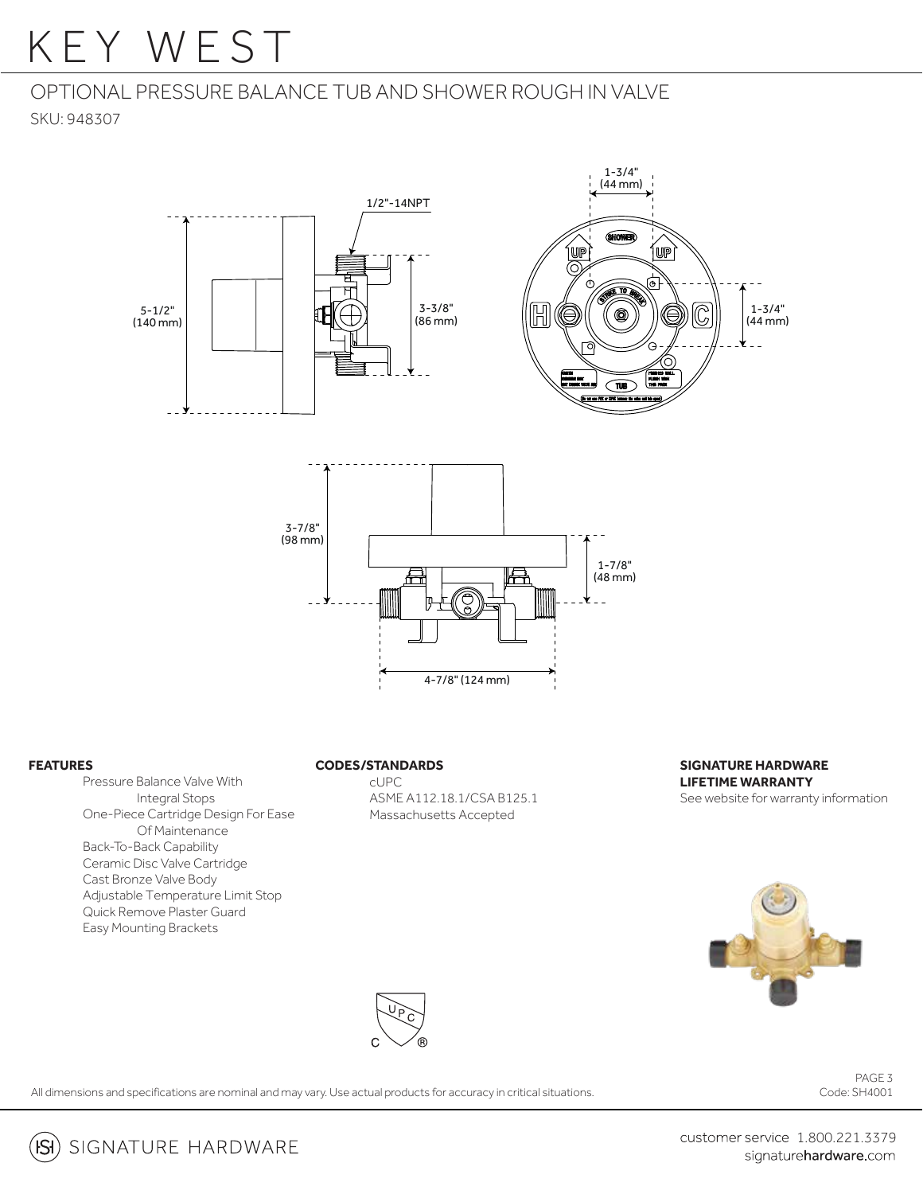# KEY WEST

## OPTIONAL PRESSURE BALANCE TUB AND SHOWER ROUGH IN VALVE

SKU: 948307

1/2"-14NPT

5-1/2" (140 mm)

3-3/8" (86 mm)

1-3/4" (44 mm)

1-3/4" (44 mm)

3-7/8" (98 mm)

1-7/8" (48 mm)

4-7/8" (124 mm)

**FEATURES**

- Pressure Balance Valve With Integral Stops
- One-Piece Cartridge Design For Ease Of Maintenance
- Back-To-Back Capability
- Ceramic Disc Valve Cartridge
- Cast Bronze Valve Body
- Adjustable Temperature Limit Stop
- Quick Remove Plaster Guard
- Easy Mounting Brackets

**CODES/STANDARDS**

cUPC
ASME A112.18.1/CSA B125.1
Massachusetts Accepted

**SIGNATURE HARDWARE LIFETIME WARRANTY**

See website for warranty information

All dimensions and specifications are nominal and may vary. Use actual products for accuracy in critical situations.

Code: SH4001

SIGNATURE HARDWARE

customer service 1.800.221.3379
signaturehardware.com